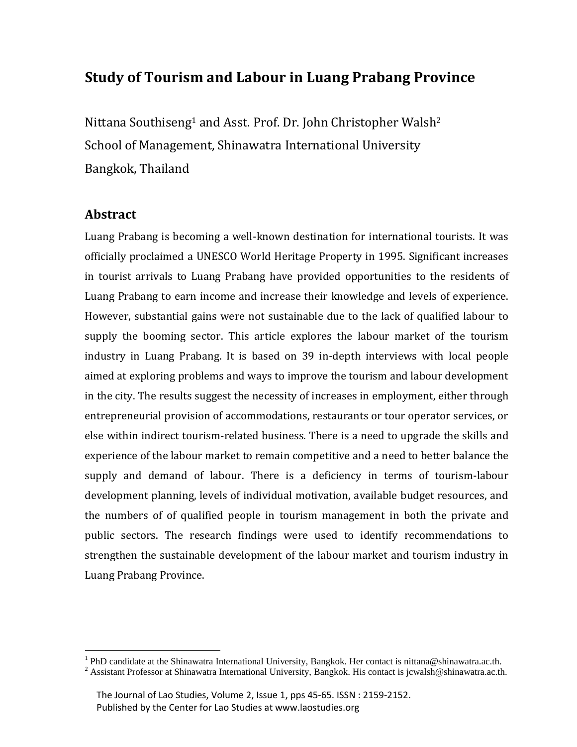# Study of Tourism and Labour in Luang Prabang Province

Nittana Southiseng[1] and Asst. Prof. Dr. John Christopher Walsh[2]
School of Management, Shinawatra International University
Bangkok, Thailand

## Abstract

Luang Prabang is becoming a well-known destination for international tourists. It was officially proclaimed a UNESCO World Heritage Property in 1995. Significant increases in tourist arrivals to Luang Prabang have provided opportunities to the residents of Luang Prabang to earn income and increase their knowledge and levels of experience. However, substantial gains were not sustainable due to the lack of qualified labour to supply the booming sector. This article explores the labour market of the tourism industry in Luang Prabang. It is based on 39 in-depth interviews with local people aimed at exploring problems and ways to improve the tourism and labour development in the city. The results suggest the necessity of increases in employment, either through entrepreneurial provision of accommodations, restaurants or tour operator services, or else within indirect tourism-related business. There is a need to upgrade the skills and experience of the labour market to remain competitive and a need to better balance the supply and demand of labour. There is a deficiency in terms of tourism-labour development planning, levels of individual motivation, available budget resources, and the numbers of of qualified people in tourism management in both the private and public sectors. The research findings were used to identify recommendations to strengthen the sustainable development of the labour market and tourism industry in Luang Prabang Province.

[1] PhD candidate at the Shinawatra International University, Bangkok. Her contact is nittana@shinawatra.ac.th.
[2] Assistant Professor at Shinawatra International University, Bangkok. His contact is jcwalsh@shinawatra.ac.th.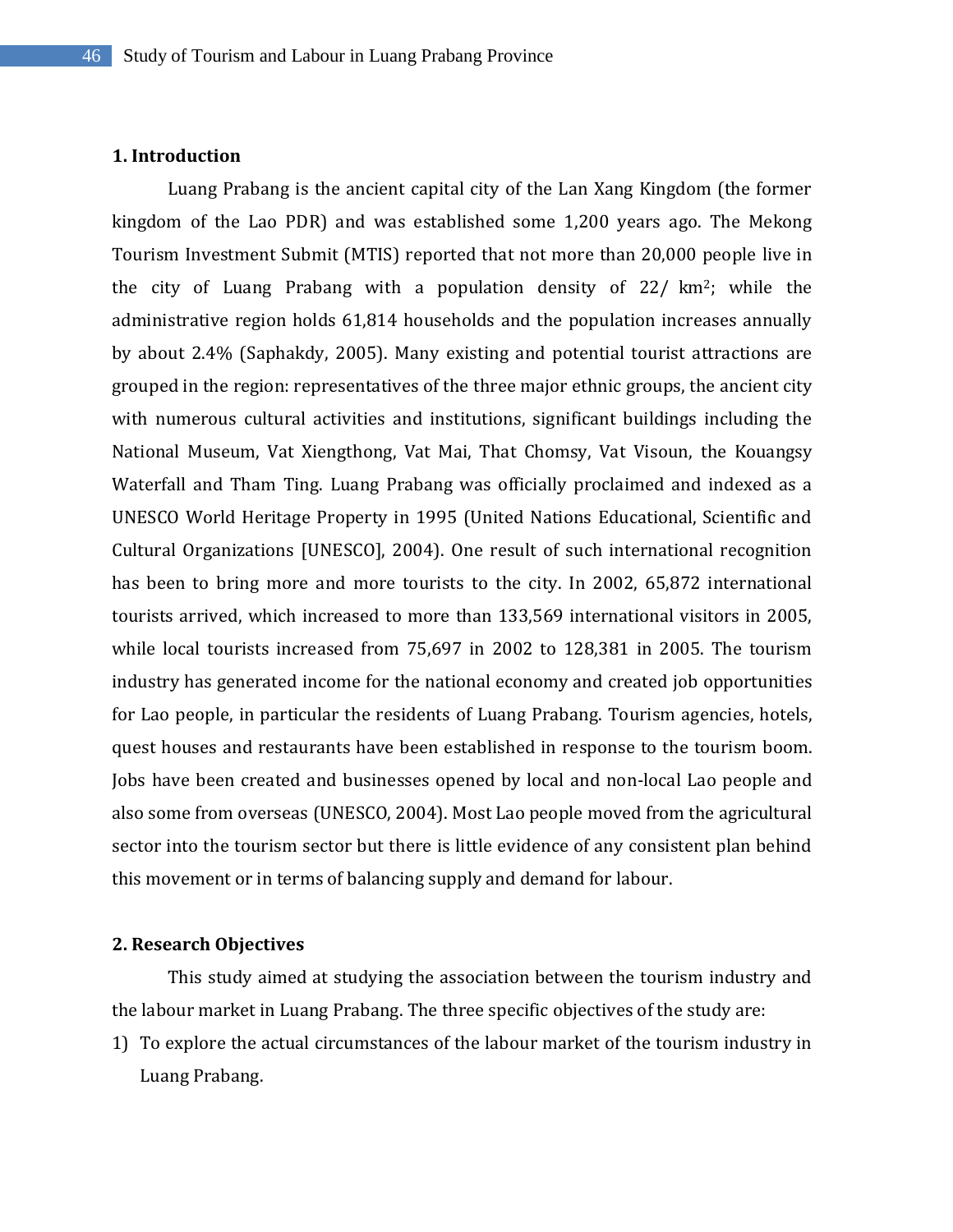## 1. Introduction

Luang Prabang is the ancient capital city of the Lan Xang Kingdom (the former kingdom of the Lao PDR) and was established some 1,200 years ago. The Mekong Tourism Investment Submit (MTIS) reported that not more than 20,000 people live in the city of Luang Prabang with a population density of 22/ $km^2$; while the administrative region holds 61,814 households and the population increases annually by about 2.4% (Saphakdy, 2005). Many existing and potential tourist attractions are grouped in the region: representatives of the three major ethnic groups, the ancient city with numerous cultural activities and institutions, significant buildings including the National Museum, Vat Xiengthong, Vat Mai, That Chomsy, Vat Visoun, the Kouangsy Waterfall and Tham Ting. Luang Prabang was officially proclaimed and indexed as a UNESCO World Heritage Property in 1995 (United Nations Educational, Scientific and Cultural Organizations [UNESCO], 2004). One result of such international recognition has been to bring more and more tourists to the city. In 2002, 65,872 international tourists arrived, which increased to more than 133,569 international visitors in 2005, while local tourists increased from 75,697 in 2002 to 128,381 in 2005. The tourism industry has generated income for the national economy and created job opportunities for Lao people, in particular the residents of Luang Prabang. Tourism agencies, hotels, quest houses and restaurants have been established in response to the tourism boom. Jobs have been created and businesses opened by local and non-local Lao people and also some from overseas (UNESCO, 2004). Most Lao people moved from the agricultural sector into the tourism sector but there is little evidence of any consistent plan behind this movement or in terms of balancing supply and demand for labour.

## 2. Research Objectives

This study aimed at studying the association between the tourism industry and the labour market in Luang Prabang. The three specific objectives of the study are:

1) To explore the actual circumstances of the labour market of the tourism industry in Luang Prabang.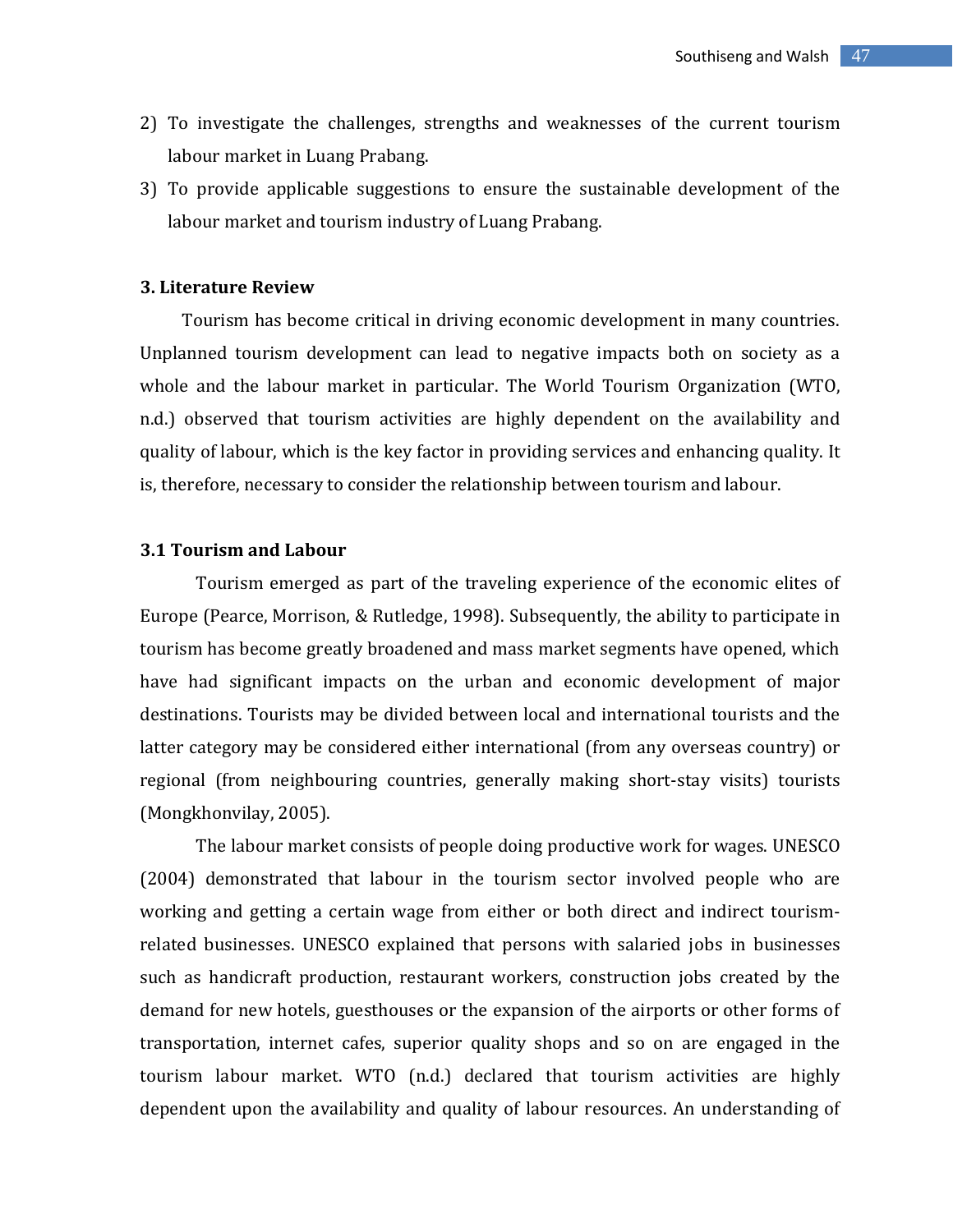2) To investigate the challenges, strengths and weaknesses of the current tourism labour market in Luang Prabang.
3) To provide applicable suggestions to ensure the sustainable development of the labour market and tourism industry of Luang Prabang.

## 3. Literature Review

Tourism has become critical in driving economic development in many countries. Unplanned tourism development can lead to negative impacts both on society as a whole and the labour market in particular. The World Tourism Organization (WTO, n.d.) observed that tourism activities are highly dependent on the availability and quality of labour, which is the key factor in providing services and enhancing quality. It is, therefore, necessary to consider the relationship between tourism and labour.

### 3.1 Tourism and Labour

Tourism emerged as part of the traveling experience of the economic elites of Europe (Pearce, Morrison, & Rutledge, 1998). Subsequently, the ability to participate in tourism has become greatly broadened and mass market segments have opened, which have had significant impacts on the urban and economic development of major destinations. Tourists may be divided between local and international tourists and the latter category may be considered either international (from any overseas country) or regional (from neighbouring countries, generally making short-stay visits) tourists (Mongkhonvilay, 2005).

The labour market consists of people doing productive work for wages. UNESCO (2004) demonstrated that labour in the tourism sector involved people who are working and getting a certain wage from either or both direct and indirect tourism-related businesses. UNESCO explained that persons with salaried jobs in businesses such as handicraft production, restaurant workers, construction jobs created by the demand for new hotels, guesthouses or the expansion of the airports or other forms of transportation, internet cafes, superior quality shops and so on are engaged in the tourism labour market. WTO (n.d.) declared that tourism activities are highly dependent upon the availability and quality of labour resources. An understanding of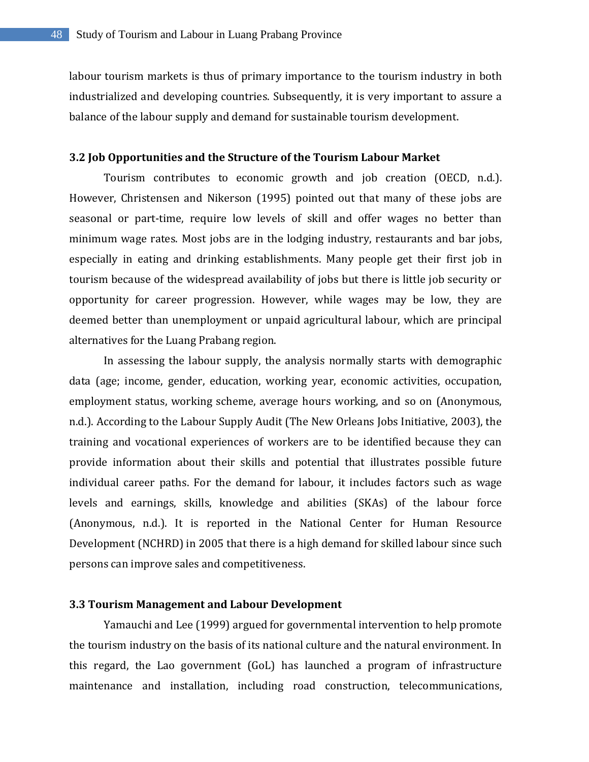labour tourism markets is thus of primary importance to the tourism industry in both industrialized and developing countries. Subsequently, it is very important to assure a balance of the labour supply and demand for sustainable tourism development.

### 3.2 Job Opportunities and the Structure of the Tourism Labour Market

Tourism contributes to economic growth and job creation (OECD, n.d.). However, Christensen and Nikerson (1995) pointed out that many of these jobs are seasonal or part-time, require low levels of skill and offer wages no better than minimum wage rates. Most jobs are in the lodging industry, restaurants and bar jobs, especially in eating and drinking establishments. Many people get their first job in tourism because of the widespread availability of jobs but there is little job security or opportunity for career progression. However, while wages may be low, they are deemed better than unemployment or unpaid agricultural labour, which are principal alternatives for the Luang Prabang region.

In assessing the labour supply, the analysis normally starts with demographic data (age; income, gender, education, working year, economic activities, occupation, employment status, working scheme, average hours working, and so on (Anonymous, n.d.). According to the Labour Supply Audit (The New Orleans Jobs Initiative, 2003), the training and vocational experiences of workers are to be identified because they can provide information about their skills and potential that illustrates possible future individual career paths. For the demand for labour, it includes factors such as wage levels and earnings, skills, knowledge and abilities (SKAs) of the labour force (Anonymous, n.d.). It is reported in the National Center for Human Resource Development (NCHRD) in 2005 that there is a high demand for skilled labour since such persons can improve sales and competitiveness.

### 3.3 Tourism Management and Labour Development

Yamauchi and Lee (1999) argued for governmental intervention to help promote the tourism industry on the basis of its national culture and the natural environment. In this regard, the Lao government (GoL) has launched a program of infrastructure maintenance and installation, including road construction, telecommunications,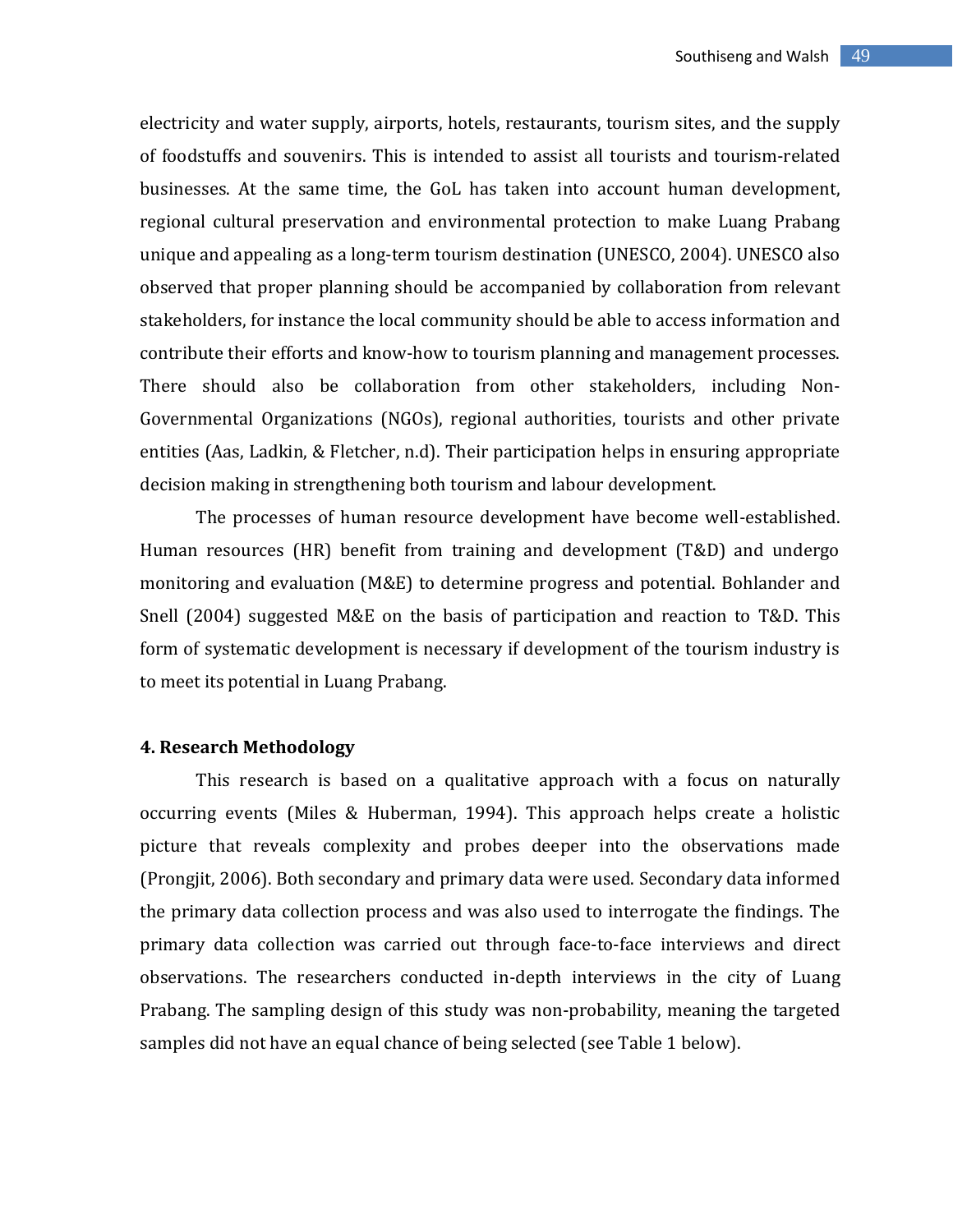electricity and water supply, airports, hotels, restaurants, tourism sites, and the supply of foodstuffs and souvenirs. This is intended to assist all tourists and tourism-related businesses. At the same time, the GoL has taken into account human development, regional cultural preservation and environmental protection to make Luang Prabang unique and appealing as a long-term tourism destination (UNESCO, 2004). UNESCO also observed that proper planning should be accompanied by collaboration from relevant stakeholders, for instance the local community should be able to access information and contribute their efforts and know-how to tourism planning and management processes. There should also be collaboration from other stakeholders, including Non-Governmental Organizations (NGOs), regional authorities, tourists and other private entities (Aas, Ladkin, & Fletcher, n.d). Their participation helps in ensuring appropriate decision making in strengthening both tourism and labour development.

The processes of human resource development have become well-established. Human resources (HR) benefit from training and development (T&D) and undergo monitoring and evaluation (M&E) to determine progress and potential. Bohlander and Snell (2004) suggested M&E on the basis of participation and reaction to T&D. This form of systematic development is necessary if development of the tourism industry is to meet its potential in Luang Prabang.

## 4. Research Methodology

This research is based on a qualitative approach with a focus on naturally occurring events (Miles & Huberman, 1994). This approach helps create a holistic picture that reveals complexity and probes deeper into the observations made (Prongjit, 2006). Both secondary and primary data were used. Secondary data informed the primary data collection process and was also used to interrogate the findings. The primary data collection was carried out through face-to-face interviews and direct observations. The researchers conducted in-depth interviews in the city of Luang Prabang. The sampling design of this study was non-probability, meaning the targeted samples did not have an equal chance of being selected (see Table 1 below).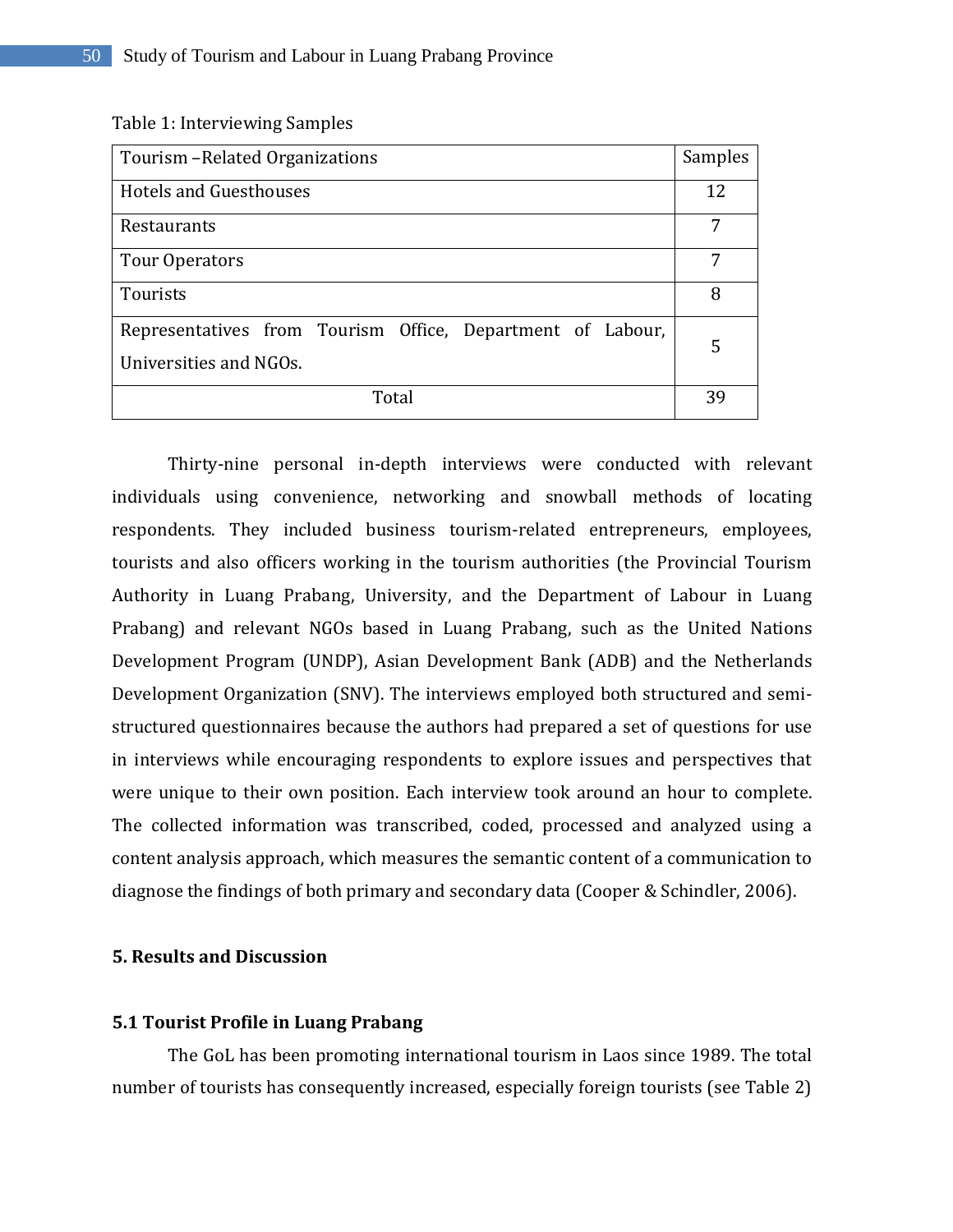Table 1: Interviewing Samples

| Tourism –Related Organizations | Samples |
| --- | --- |
| Hotels and Guesthouses | 12 |
| Restaurants | 7 |
| Tour Operators | 7 |
| Tourists | 8 |
| Representatives from Tourism Office, Department of Labour, Universities and NGOs. | 5 |
| Total | 39 |

Thirty-nine personal in-depth interviews were conducted with relevant individuals using convenience, networking and snowball methods of locating respondents. They included business tourism-related entrepreneurs, employees, tourists and also officers working in the tourism authorities (the Provincial Tourism Authority in Luang Prabang, University, and the Department of Labour in Luang Prabang) and relevant NGOs based in Luang Prabang, such as the United Nations Development Program (UNDP), Asian Development Bank (ADB) and the Netherlands Development Organization (SNV). The interviews employed both structured and semi-structured questionnaires because the authors had prepared a set of questions for use in interviews while encouraging respondents to explore issues and perspectives that were unique to their own position. Each interview took around an hour to complete. The collected information was transcribed, coded, processed and analyzed using a content analysis approach, which measures the semantic content of a communication to diagnose the findings of both primary and secondary data (Cooper & Schindler, 2006).

## 5. Results and Discussion

### 5.1 Tourist Profile in Luang Prabang

The GoL has been promoting international tourism in Laos since 1989. The total number of tourists has consequently increased, especially foreign tourists (see Table 2)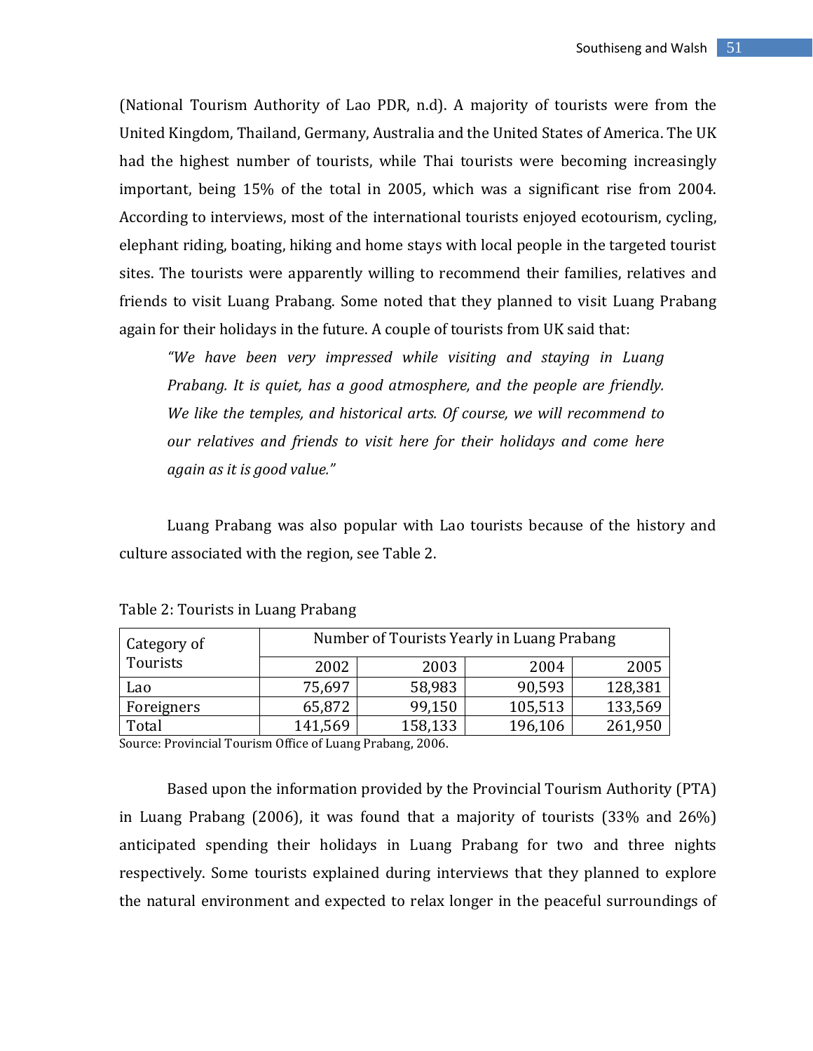(National Tourism Authority of Lao PDR, n.d). A majority of tourists were from the United Kingdom, Thailand, Germany, Australia and the United States of America. The UK had the highest number of tourists, while Thai tourists were becoming increasingly important, being 15% of the total in 2005, which was a significant rise from 2004. According to interviews, most of the international tourists enjoyed ecotourism, cycling, elephant riding, boating, hiking and home stays with local people in the targeted tourist sites. The tourists were apparently willing to recommend their families, relatives and friends to visit Luang Prabang. Some noted that they planned to visit Luang Prabang again for their holidays in the future. A couple of tourists from UK said that:

> *"We have been very impressed while visiting and staying in Luang Prabang. It is quiet, has a good atmosphere, and the people are friendly. We like the temples, and historical arts. Of course, we will recommend to our relatives and friends to visit here for their holidays and come here again as it is good value."*

Luang Prabang was also popular with Lao tourists because of the history and culture associated with the region, see Table 2.

Table 2: Tourists in Luang Prabang

| Category of Tourists | Number of Tourists Yearly in Luang Prabang | | | |
|---|---|---|---|---|
| | 2002 | 2003 | 2004 | 2005 |
| Lao | 75,697 | 58,983 | 90,593 | 128,381 |
| Foreigners | 65,872 | 99,150 | 105,513 | 133,569 |
| Total | 141,569 | 158,133 | 196,106 | 261,950 |

Source: Provincial Tourism Office of Luang Prabang, 2006.

Based upon the information provided by the Provincial Tourism Authority (PTA) in Luang Prabang (2006), it was found that a majority of tourists (33% and 26%) anticipated spending their holidays in Luang Prabang for two and three nights respectively. Some tourists explained during interviews that they planned to explore the natural environment and expected to relax longer in the peaceful surroundings of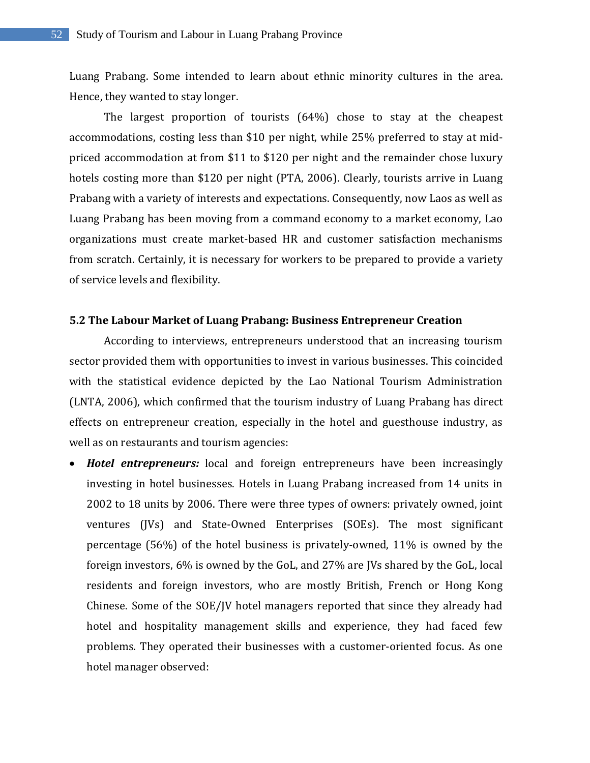Luang Prabang. Some intended to learn about ethnic minority cultures in the area. Hence, they wanted to stay longer.

The largest proportion of tourists (64%) chose to stay at the cheapest accommodations, costing less than $10 per night, while 25% preferred to stay at mid-priced accommodation at from $11 to $120 per night and the remainder chose luxury hotels costing more than $120 per night (PTA, 2006). Clearly, tourists arrive in Luang Prabang with a variety of interests and expectations. Consequently, now Laos as well as Luang Prabang has been moving from a command economy to a market economy, Lao organizations must create market-based HR and customer satisfaction mechanisms from scratch. Certainly, it is necessary for workers to be prepared to provide a variety of service levels and flexibility.

### 5.2 The Labour Market of Luang Prabang: Business Entrepreneur Creation

According to interviews, entrepreneurs understood that an increasing tourism sector provided them with opportunities to invest in various businesses. This coincided with the statistical evidence depicted by the Lao National Tourism Administration (LNTA, 2006), which confirmed that the tourism industry of Luang Prabang has direct effects on entrepreneur creation, especially in the hotel and guesthouse industry, as well as on restaurants and tourism agencies:

- ***Hotel entrepreneurs:*** local and foreign entrepreneurs have been increasingly investing in hotel businesses. Hotels in Luang Prabang increased from 14 units in 2002 to 18 units by 2006. There were three types of owners: privately owned, joint ventures (JVs) and State-Owned Enterprises (SOEs). The most significant percentage (56%) of the hotel business is privately-owned, 11% is owned by the foreign investors, 6% is owned by the GoL, and 27% are JVs shared by the GoL, local residents and foreign investors, who are mostly British, French or Hong Kong Chinese. Some of the SOE/JV hotel managers reported that since they already had hotel and hospitality management skills and experience, they had faced few problems. They operated their businesses with a customer-oriented focus. As one hotel manager observed: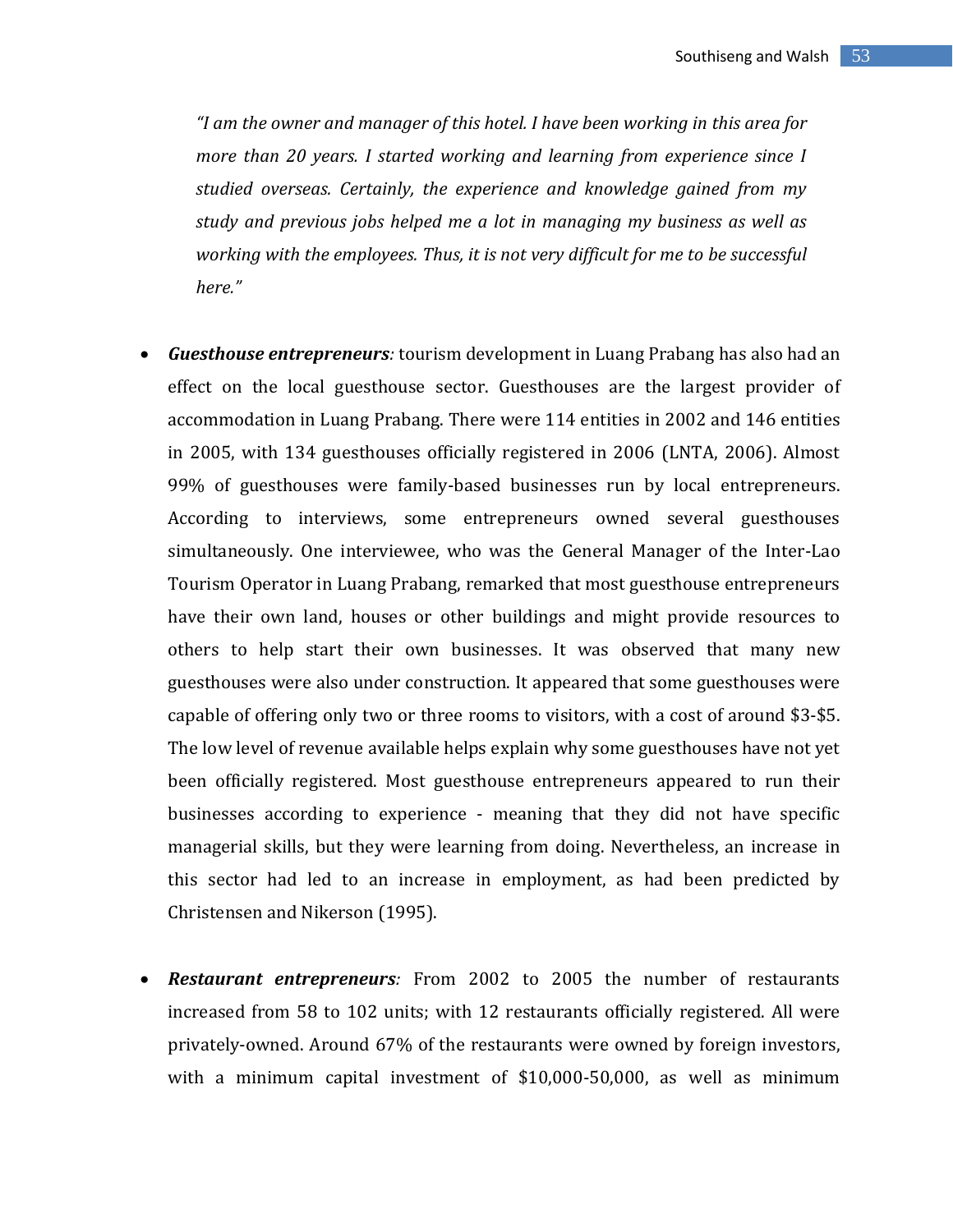*"I am the owner and manager of this hotel. I have been working in this area for more than 20 years. I started working and learning from experience since I studied overseas. Certainly, the experience and knowledge gained from my study and previous jobs helped me a lot in managing my business as well as working with the employees. Thus, it is not very difficult for me to be successful here."*

- ***Guesthouse entrepreneurs****:* tourism development in Luang Prabang has also had an effect on the local guesthouse sector. Guesthouses are the largest provider of accommodation in Luang Prabang. There were 114 entities in 2002 and 146 entities in 2005, with 134 guesthouses officially registered in 2006 (LNTA, 2006). Almost 99% of guesthouses were family-based businesses run by local entrepreneurs. According to interviews, some entrepreneurs owned several guesthouses simultaneously. One interviewee, who was the General Manager of the Inter-Lao Tourism Operator in Luang Prabang, remarked that most guesthouse entrepreneurs have their own land, houses or other buildings and might provide resources to others to help start their own businesses. It was observed that many new guesthouses were also under construction. It appeared that some guesthouses were capable of offering only two or three rooms to visitors, with a cost of around $3-$5. The low level of revenue available helps explain why some guesthouses have not yet been officially registered. Most guesthouse entrepreneurs appeared to run their businesses according to experience - meaning that they did not have specific managerial skills, but they were learning from doing. Nevertheless, an increase in this sector had led to an increase in employment, as had been predicted by Christensen and Nikerson (1995).

- ***Restaurant entrepreneurs****:* From 2002 to 2005 the number of restaurants increased from 58 to 102 units; with 12 restaurants officially registered. All were privately-owned. Around 67% of the restaurants were owned by foreign investors, with a minimum capital investment of $10,000-50,000, as well as minimum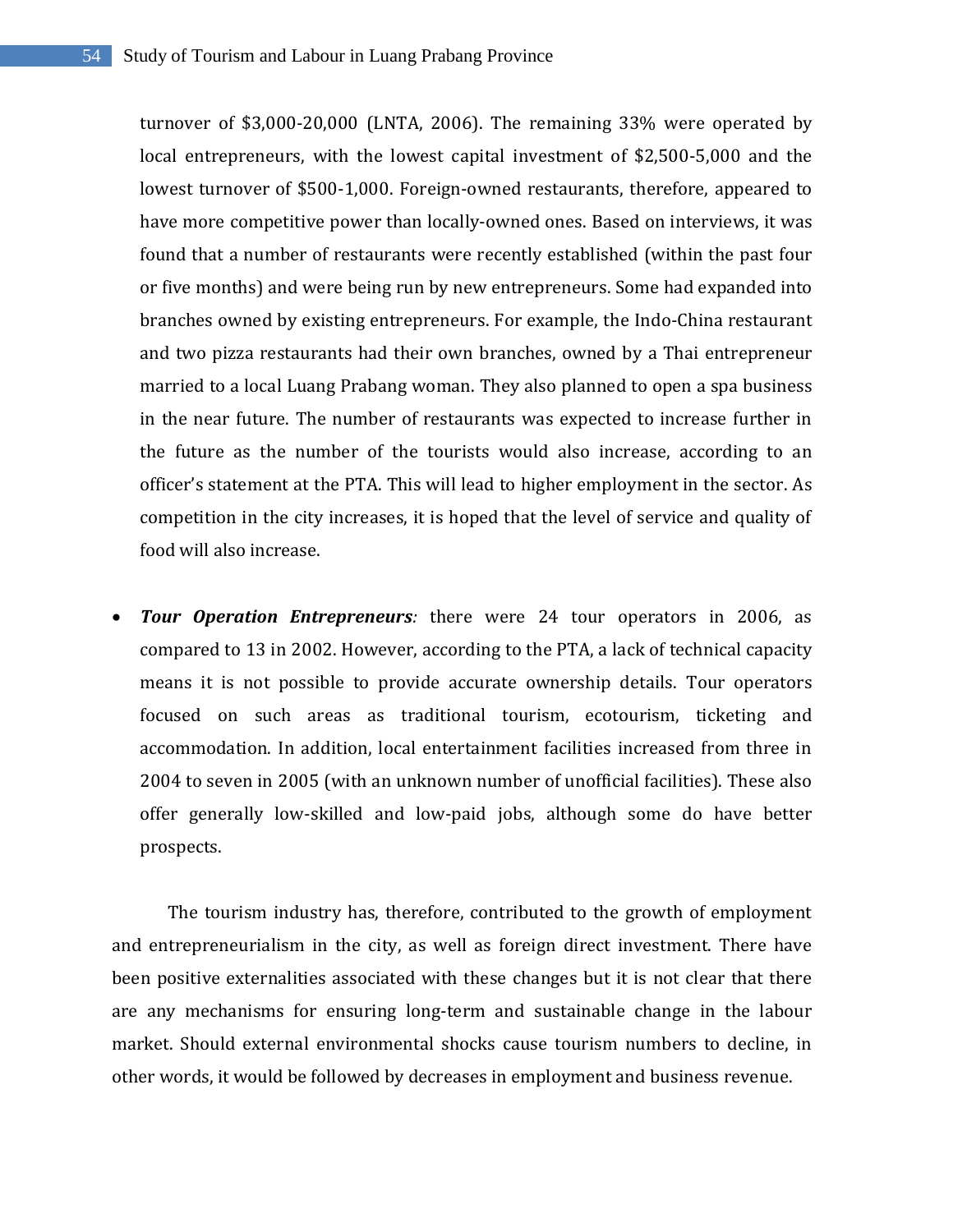turnover of $3,000-20,000 (LNTA, 2006). The remaining 33% were operated by local entrepreneurs, with the lowest capital investment of $2,500-5,000 and the lowest turnover of $500-1,000. Foreign-owned restaurants, therefore, appeared to have more competitive power than locally-owned ones. Based on interviews, it was found that a number of restaurants were recently established (within the past four or five months) and were being run by new entrepreneurs. Some had expanded into branches owned by existing entrepreneurs. For example, the Indo-China restaurant and two pizza restaurants had their own branches, owned by a Thai entrepreneur married to a local Luang Prabang woman. They also planned to open a spa business in the near future. The number of restaurants was expected to increase further in the future as the number of the tourists would also increase, according to an officer's statement at the PTA. This will lead to higher employment in the sector. As competition in the city increases, it is hoped that the level of service and quality of food will also increase.

- ***Tour Operation Entrepreneurs****:* there were 24 tour operators in 2006, as compared to 13 in 2002. However, according to the PTA, a lack of technical capacity means it is not possible to provide accurate ownership details. Tour operators focused on such areas as traditional tourism, ecotourism, ticketing and accommodation. In addition, local entertainment facilities increased from three in 2004 to seven in 2005 (with an unknown number of unofficial facilities). These also offer generally low-skilled and low-paid jobs, although some do have better prospects.

The tourism industry has, therefore, contributed to the growth of employment and entrepreneurialism in the city, as well as foreign direct investment. There have been positive externalities associated with these changes but it is not clear that there are any mechanisms for ensuring long-term and sustainable change in the labour market. Should external environmental shocks cause tourism numbers to decline, in other words, it would be followed by decreases in employment and business revenue.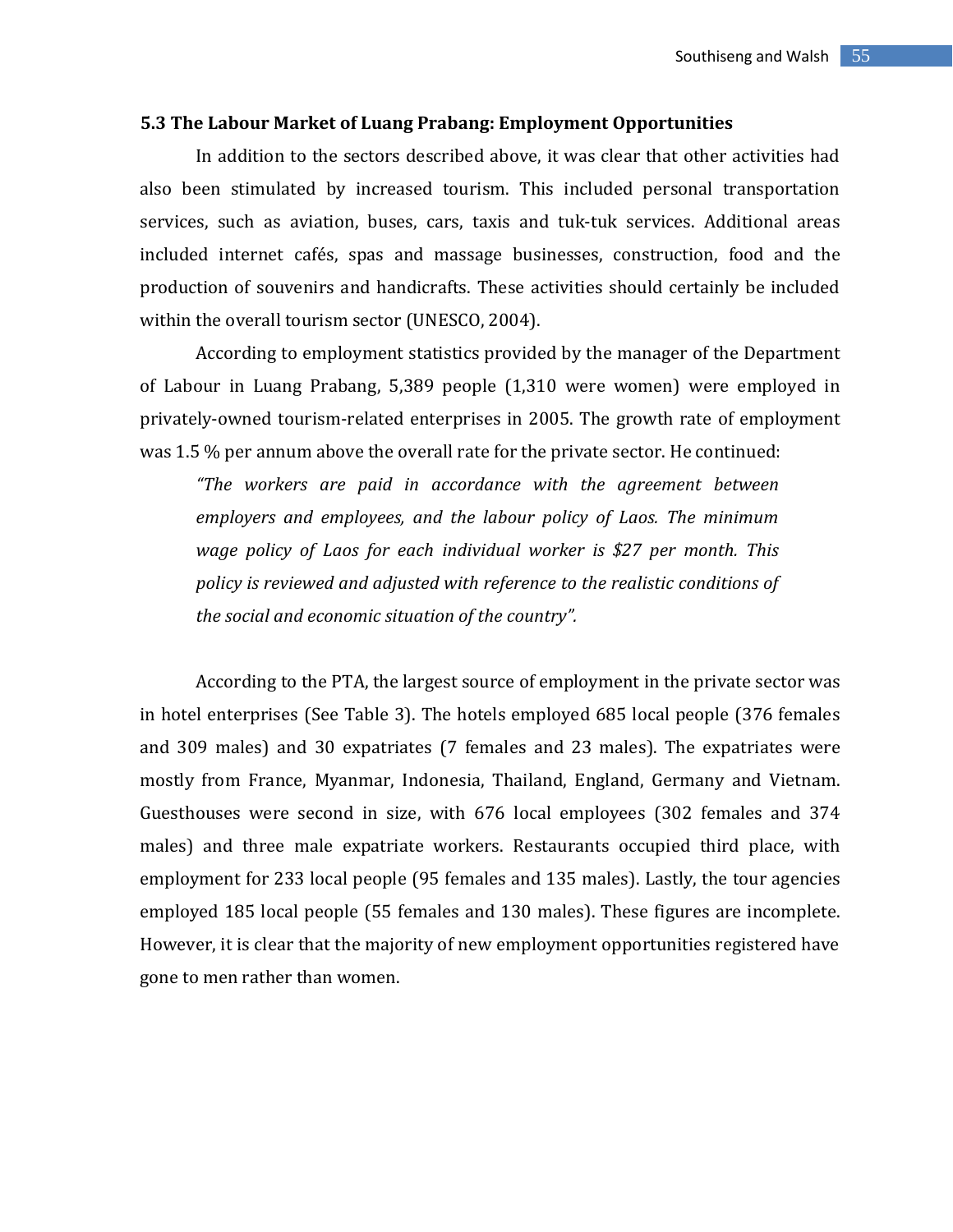### 5.3 The Labour Market of Luang Prabang: Employment Opportunities

In addition to the sectors described above, it was clear that other activities had also been stimulated by increased tourism. This included personal transportation services, such as aviation, buses, cars, taxis and tuk-tuk services. Additional areas included internet cafés, spas and massage businesses, construction, food and the production of souvenirs and handicrafts. These activities should certainly be included within the overall tourism sector (UNESCO, 2004).

According to employment statistics provided by the manager of the Department of Labour in Luang Prabang, 5,389 people (1,310 were women) were employed in privately-owned tourism-related enterprises in 2005. The growth rate of employment was 1.5 % per annum above the overall rate for the private sector. He continued:

> *"The workers are paid in accordance with the agreement between employers and employees, and the labour policy of Laos. The minimum wage policy of Laos for each individual worker is $27 per month. This policy is reviewed and adjusted with reference to the realistic conditions of the social and economic situation of the country".*

According to the PTA, the largest source of employment in the private sector was in hotel enterprises (See Table 3). The hotels employed 685 local people (376 females and 309 males) and 30 expatriates (7 females and 23 males). The expatriates were mostly from France, Myanmar, Indonesia, Thailand, England, Germany and Vietnam. Guesthouses were second in size, with 676 local employees (302 females and 374 males) and three male expatriate workers. Restaurants occupied third place, with employment for 233 local people (95 females and 135 males). Lastly, the tour agencies employed 185 local people (55 females and 130 males). These figures are incomplete. However, it is clear that the majority of new employment opportunities registered have gone to men rather than women.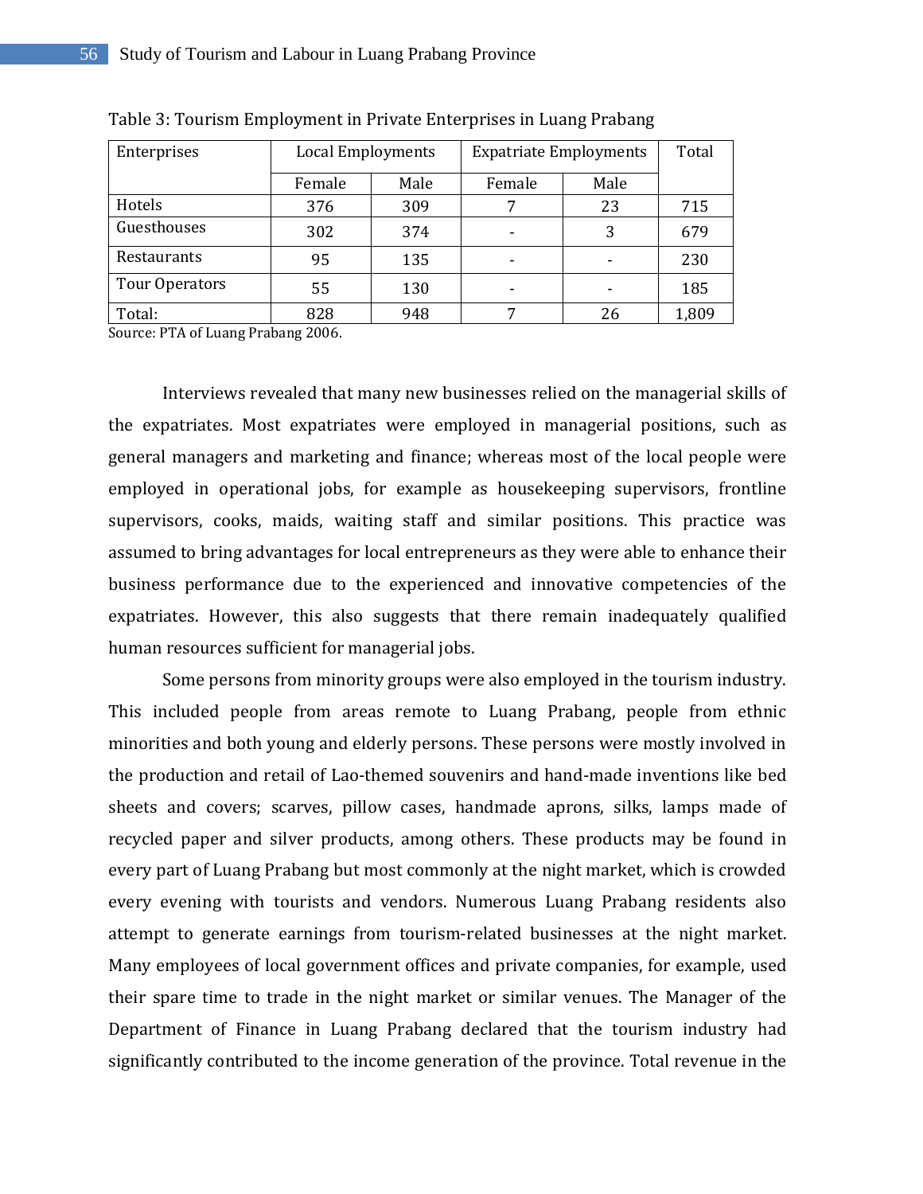Table 3: Tourism Employment in Private Enterprises in Luang Prabang

| Enterprises | Local Employments | | Expatriate Employments | | Total |
|---|---|---|---|---|---|
| | Female | Male | Female | Male | |
| Hotels | 376 | 309 | 7 | 23 | 715 |
| Guesthouses | 302 | 374 | - | 3 | 679 |
| Restaurants | 95 | 135 | - | - | 230 |
| Tour Operators | 55 | 130 | - | - | 185 |
| Total: | 828 | 948 | 7 | 26 | 1,809 |

Source: PTA of Luang Prabang 2006.

Interviews revealed that many new businesses relied on the managerial skills of the expatriates. Most expatriates were employed in managerial positions, such as general managers and marketing and finance; whereas most of the local people were employed in operational jobs, for example as housekeeping supervisors, frontline supervisors, cooks, maids, waiting staff and similar positions. This practice was assumed to bring advantages for local entrepreneurs as they were able to enhance their business performance due to the experienced and innovative competencies of the expatriates. However, this also suggests that there remain inadequately qualified human resources sufficient for managerial jobs.

Some persons from minority groups were also employed in the tourism industry. This included people from areas remote to Luang Prabang, people from ethnic minorities and both young and elderly persons. These persons were mostly involved in the production and retail of Lao-themed souvenirs and hand-made inventions like bed sheets and covers; scarves, pillow cases, handmade aprons, silks, lamps made of recycled paper and silver products, among others. These products may be found in every part of Luang Prabang but most commonly at the night market, which is crowded every evening with tourists and vendors. Numerous Luang Prabang residents also attempt to generate earnings from tourism-related businesses at the night market. Many employees of local government offices and private companies, for example, used their spare time to trade in the night market or similar venues. The Manager of the Department of Finance in Luang Prabang declared that the tourism industry had significantly contributed to the income generation of the province. Total revenue in the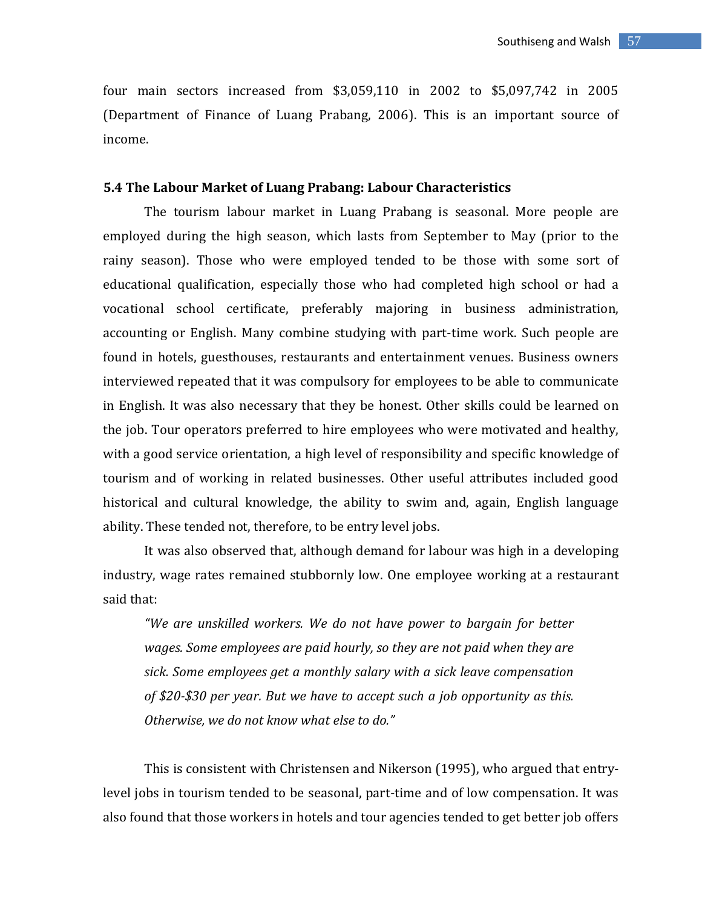four main sectors increased from $3,059,110 in 2002 to $5,097,742 in 2005 (Department of Finance of Luang Prabang, 2006). This is an important source of income.

### 5.4 The Labour Market of Luang Prabang: Labour Characteristics

The tourism labour market in Luang Prabang is seasonal. More people are employed during the high season, which lasts from September to May (prior to the rainy season). Those who were employed tended to be those with some sort of educational qualification, especially those who had completed high school or had a vocational school certificate, preferably majoring in business administration, accounting or English. Many combine studying with part-time work. Such people are found in hotels, guesthouses, restaurants and entertainment venues. Business owners interviewed repeated that it was compulsory for employees to be able to communicate in English. It was also necessary that they be honest. Other skills could be learned on the job. Tour operators preferred to hire employees who were motivated and healthy, with a good service orientation, a high level of responsibility and specific knowledge of tourism and of working in related businesses. Other useful attributes included good historical and cultural knowledge, the ability to swim and, again, English language ability. These tended not, therefore, to be entry level jobs.

It was also observed that, although demand for labour was high in a developing industry, wage rates remained stubbornly low. One employee working at a restaurant said that:

> *"We are unskilled workers. We do not have power to bargain for better wages. Some employees are paid hourly, so they are not paid when they are sick. Some employees get a monthly salary with a sick leave compensation of $20-$30 per year. But we have to accept such a job opportunity as this. Otherwise, we do not know what else to do."*

This is consistent with Christensen and Nikerson (1995), who argued that entry-level jobs in tourism tended to be seasonal, part-time and of low compensation. It was also found that those workers in hotels and tour agencies tended to get better job offers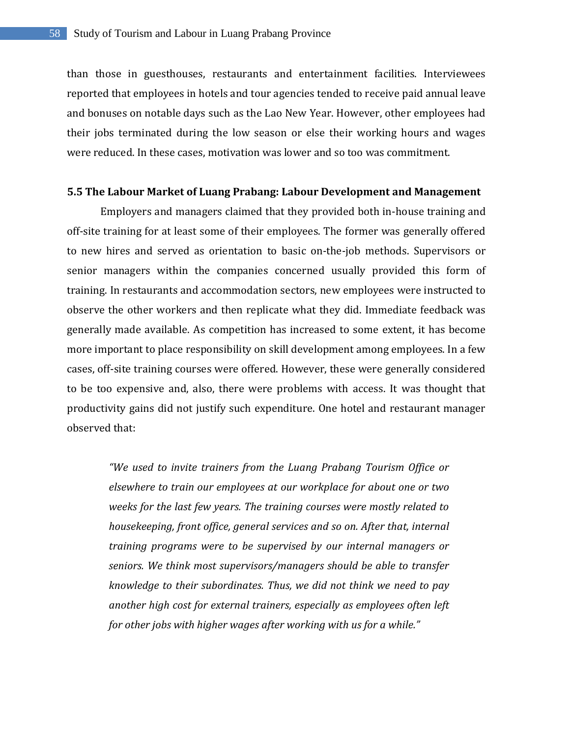than those in guesthouses, restaurants and entertainment facilities. Interviewees reported that employees in hotels and tour agencies tended to receive paid annual leave and bonuses on notable days such as the Lao New Year. However, other employees had their jobs terminated during the low season or else their working hours and wages were reduced. In these cases, motivation was lower and so too was commitment.

### 5.5 The Labour Market of Luang Prabang: Labour Development and Management

Employers and managers claimed that they provided both in-house training and off-site training for at least some of their employees. The former was generally offered to new hires and served as orientation to basic on-the-job methods. Supervisors or senior managers within the companies concerned usually provided this form of training. In restaurants and accommodation sectors, new employees were instructed to observe the other workers and then replicate what they did. Immediate feedback was generally made available. As competition has increased to some extent, it has become more important to place responsibility on skill development among employees. In a few cases, off-site training courses were offered. However, these were generally considered to be too expensive and, also, there were problems with access. It was thought that productivity gains did not justify such expenditure. One hotel and restaurant manager observed that:

> *"We used to invite trainers from the Luang Prabang Tourism Office or elsewhere to train our employees at our workplace for about one or two weeks for the last few years. The training courses were mostly related to housekeeping, front office, general services and so on. After that, internal training programs were to be supervised by our internal managers or seniors. We think most supervisors/managers should be able to transfer knowledge to their subordinates. Thus, we did not think we need to pay another high cost for external trainers, especially as employees often left for other jobs with higher wages after working with us for a while."*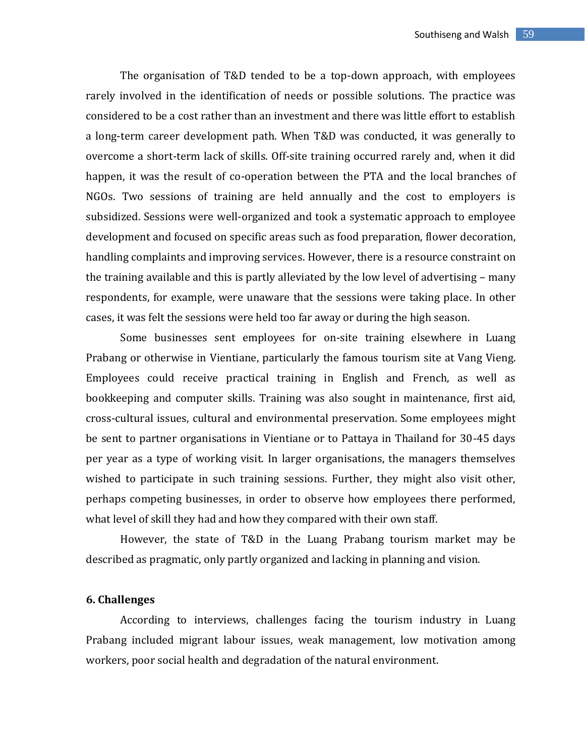The organisation of T&D tended to be a top-down approach, with employees rarely involved in the identification of needs or possible solutions. The practice was considered to be a cost rather than an investment and there was little effort to establish a long-term career development path. When T&D was conducted, it was generally to overcome a short-term lack of skills. Off-site training occurred rarely and, when it did happen, it was the result of co-operation between the PTA and the local branches of NGOs. Two sessions of training are held annually and the cost to employers is subsidized. Sessions were well-organized and took a systematic approach to employee development and focused on specific areas such as food preparation, flower decoration, handling complaints and improving services. However, there is a resource constraint on the training available and this is partly alleviated by the low level of advertising – many respondents, for example, were unaware that the sessions were taking place. In other cases, it was felt the sessions were held too far away or during the high season.

Some businesses sent employees for on-site training elsewhere in Luang Prabang or otherwise in Vientiane, particularly the famous tourism site at Vang Vieng. Employees could receive practical training in English and French, as well as bookkeeping and computer skills. Training was also sought in maintenance, first aid, cross-cultural issues, cultural and environmental preservation. Some employees might be sent to partner organisations in Vientiane or to Pattaya in Thailand for 30-45 days per year as a type of working visit. In larger organisations, the managers themselves wished to participate in such training sessions. Further, they might also visit other, perhaps competing businesses, in order to observe how employees there performed, what level of skill they had and how they compared with their own staff.

However, the state of T&D in the Luang Prabang tourism market may be described as pragmatic, only partly organized and lacking in planning and vision.

## 6. Challenges

According to interviews, challenges facing the tourism industry in Luang Prabang included migrant labour issues, weak management, low motivation among workers, poor social health and degradation of the natural environment.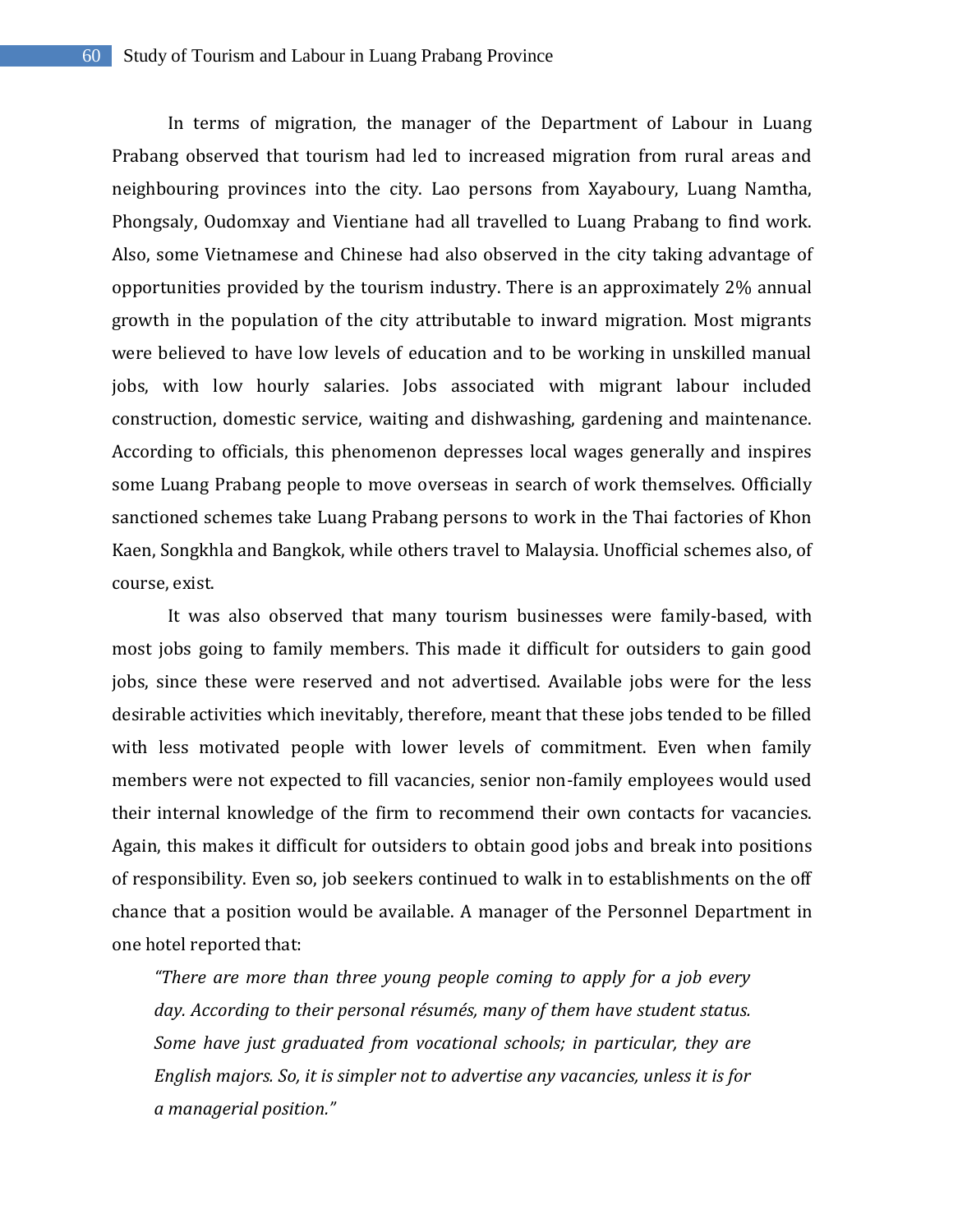In terms of migration, the manager of the Department of Labour in Luang Prabang observed that tourism had led to increased migration from rural areas and neighbouring provinces into the city. Lao persons from Xayaboury, Luang Namtha, Phongsaly, Oudomxay and Vientiane had all travelled to Luang Prabang to find work. Also, some Vietnamese and Chinese had also observed in the city taking advantage of opportunities provided by the tourism industry. There is an approximately 2% annual growth in the population of the city attributable to inward migration. Most migrants were believed to have low levels of education and to be working in unskilled manual jobs, with low hourly salaries. Jobs associated with migrant labour included construction, domestic service, waiting and dishwashing, gardening and maintenance. According to officials, this phenomenon depresses local wages generally and inspires some Luang Prabang people to move overseas in search of work themselves. Officially sanctioned schemes take Luang Prabang persons to work in the Thai factories of Khon Kaen, Songkhla and Bangkok, while others travel to Malaysia. Unofficial schemes also, of course, exist.

It was also observed that many tourism businesses were family-based, with most jobs going to family members. This made it difficult for outsiders to gain good jobs, since these were reserved and not advertised. Available jobs were for the less desirable activities which inevitably, therefore, meant that these jobs tended to be filled with less motivated people with lower levels of commitment. Even when family members were not expected to fill vacancies, senior non-family employees would used their internal knowledge of the firm to recommend their own contacts for vacancies. Again, this makes it difficult for outsiders to obtain good jobs and break into positions of responsibility. Even so, job seekers continued to walk in to establishments on the off chance that a position would be available. A manager of the Personnel Department in one hotel reported that:

> *"There are more than three young people coming to apply for a job every day. According to their personal résumés, many of them have student status. Some have just graduated from vocational schools; in particular, they are English majors. So, it is simpler not to advertise any vacancies, unless it is for a managerial position."*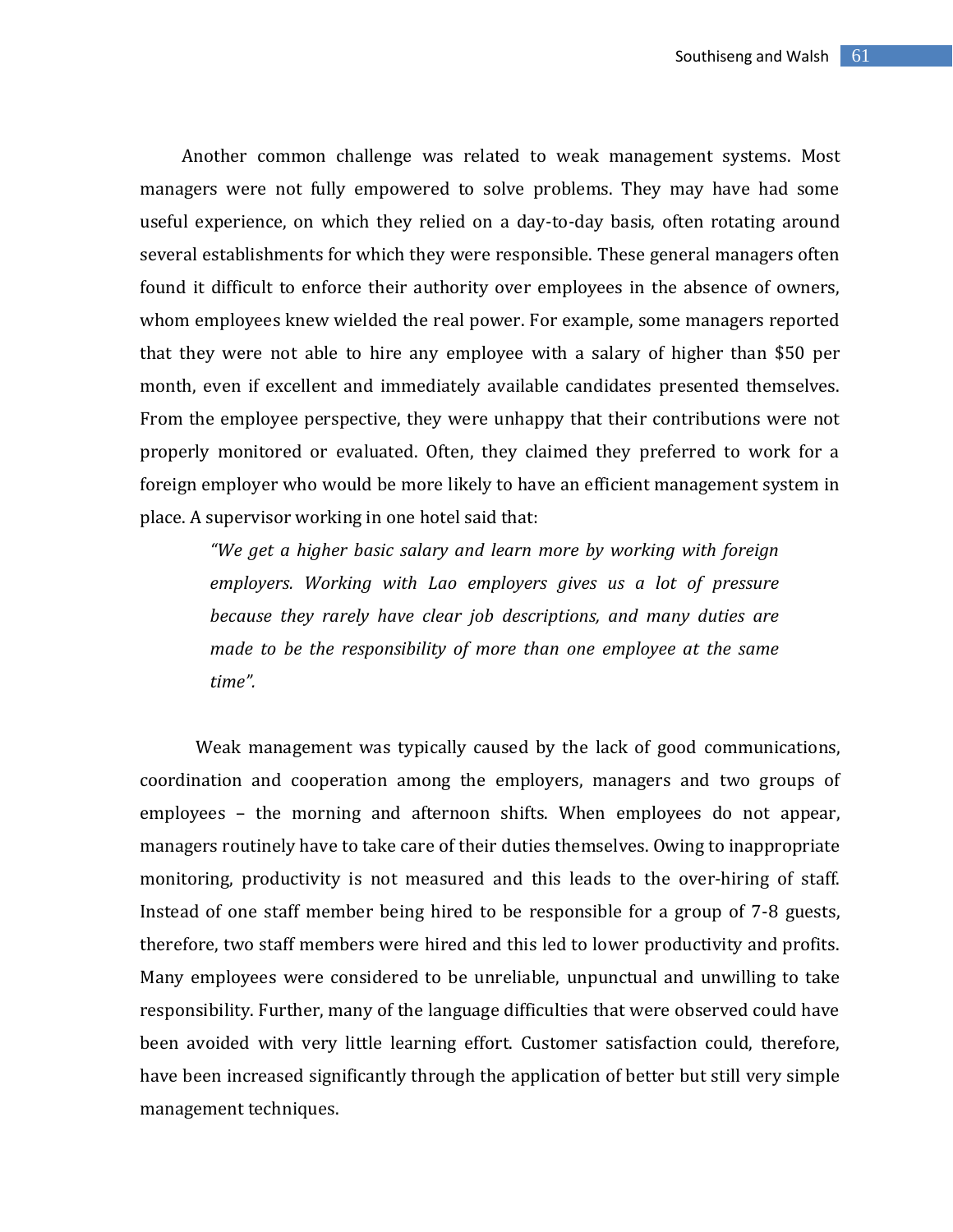Another common challenge was related to weak management systems. Most managers were not fully empowered to solve problems. They may have had some useful experience, on which they relied on a day-to-day basis, often rotating around several establishments for which they were responsible. These general managers often found it difficult to enforce their authority over employees in the absence of owners, whom employees knew wielded the real power. For example, some managers reported that they were not able to hire any employee with a salary of higher than $50 per month, even if excellent and immediately available candidates presented themselves. From the employee perspective, they were unhappy that their contributions were not properly monitored or evaluated. Often, they claimed they preferred to work for a foreign employer who would be more likely to have an efficient management system in place. A supervisor working in one hotel said that:

> *"We get a higher basic salary and learn more by working with foreign employers. Working with Lao employers gives us a lot of pressure because they rarely have clear job descriptions, and many duties are made to be the responsibility of more than one employee at the same time".*

Weak management was typically caused by the lack of good communications, coordination and cooperation among the employers, managers and two groups of employees – the morning and afternoon shifts. When employees do not appear, managers routinely have to take care of their duties themselves. Owing to inappropriate monitoring, productivity is not measured and this leads to the over-hiring of staff. Instead of one staff member being hired to be responsible for a group of 7-8 guests, therefore, two staff members were hired and this led to lower productivity and profits. Many employees were considered to be unreliable, unpunctual and unwilling to take responsibility. Further, many of the language difficulties that were observed could have been avoided with very little learning effort. Customer satisfaction could, therefore, have been increased significantly through the application of better but still very simple management techniques.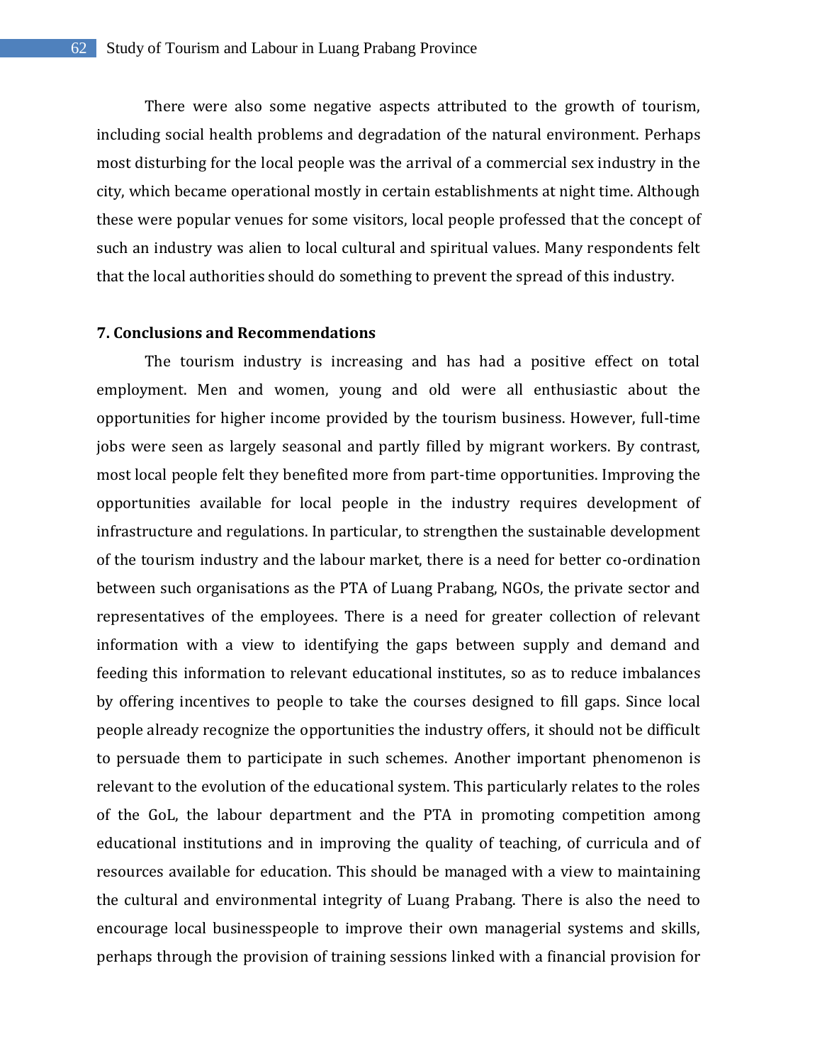There were also some negative aspects attributed to the growth of tourism, including social health problems and degradation of the natural environment. Perhaps most disturbing for the local people was the arrival of a commercial sex industry in the city, which became operational mostly in certain establishments at night time. Although these were popular venues for some visitors, local people professed that the concept of such an industry was alien to local cultural and spiritual values. Many respondents felt that the local authorities should do something to prevent the spread of this industry.

## 7. Conclusions and Recommendations

The tourism industry is increasing and has had a positive effect on total employment. Men and women, young and old were all enthusiastic about the opportunities for higher income provided by the tourism business. However, full-time jobs were seen as largely seasonal and partly filled by migrant workers. By contrast, most local people felt they benefited more from part-time opportunities. Improving the opportunities available for local people in the industry requires development of infrastructure and regulations. In particular, to strengthen the sustainable development of the tourism industry and the labour market, there is a need for better co-ordination between such organisations as the PTA of Luang Prabang, NGOs, the private sector and representatives of the employees. There is a need for greater collection of relevant information with a view to identifying the gaps between supply and demand and feeding this information to relevant educational institutes, so as to reduce imbalances by offering incentives to people to take the courses designed to fill gaps. Since local people already recognize the opportunities the industry offers, it should not be difficult to persuade them to participate in such schemes. Another important phenomenon is relevant to the evolution of the educational system. This particularly relates to the roles of the GoL, the labour department and the PTA in promoting competition among educational institutions and in improving the quality of teaching, of curricula and of resources available for education. This should be managed with a view to maintaining the cultural and environmental integrity of Luang Prabang. There is also the need to encourage local businesspeople to improve their own managerial systems and skills, perhaps through the provision of training sessions linked with a financial provision for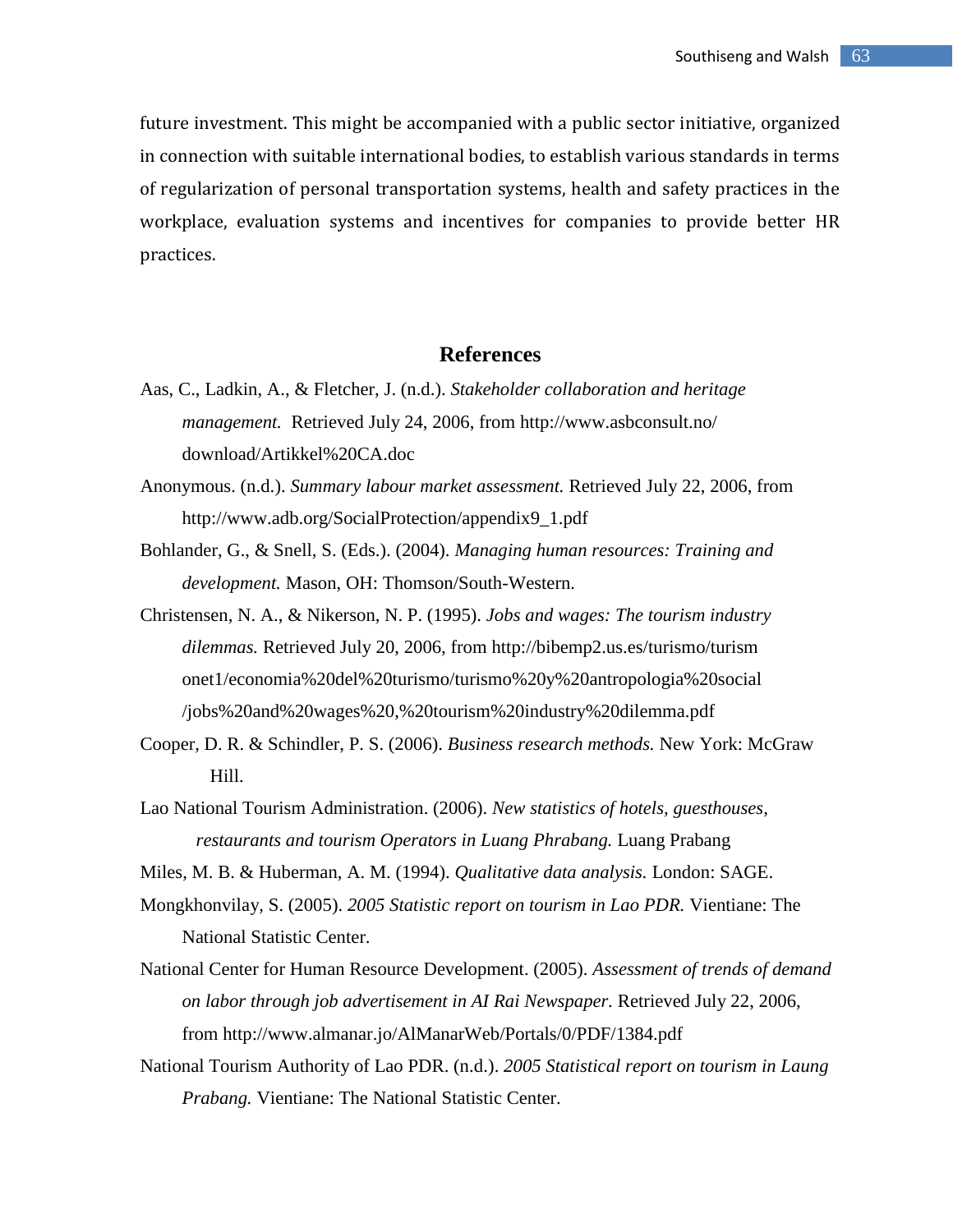future investment. This might be accompanied with a public sector initiative, organized in connection with suitable international bodies, to establish various standards in terms of regularization of personal transportation systems, health and safety practices in the workplace, evaluation systems and incentives for companies to provide better HR practices.

## References

Aas, C., Ladkin, A., & Fletcher, J. (n.d.). *Stakeholder collaboration and heritage management.* Retrieved July 24, 2006, from http://www.asbconsult.no/download/Artikkel%20CA.doc

Anonymous. (n.d.). *Summary labour market assessment.* Retrieved July 22, 2006, from http://www.adb.org/SocialProtection/appendix9_1.pdf

Bohlander, G., & Snell, S. (Eds.). (2004). *Managing human resources: Training and development.* Mason, OH: Thomson/South-Western.

Christensen, N. A., & Nikerson, N. P. (1995). *Jobs and wages: The tourism industry dilemmas.* Retrieved July 20, 2006, from http://bibemp2.us.es/turismo/turismonet1/economia%20del%20turismo/turismo%20y%20antropologia%20social/jobs%20and%20wages%20,%20tourism%20industry%20dilemma.pdf

Cooper, D. R. & Schindler, P. S. (2006). *Business research methods.* New York: McGraw Hill.

Lao National Tourism Administration. (2006). *New statistics of hotels, guesthouses, restaurants and tourism Operators in Luang Phrabang.* Luang Prabang

Miles, M. B. & Huberman, A. M. (1994). *Qualitative data analysis.* London: SAGE.

Mongkhonvilay, S. (2005). *2005 Statistic report on tourism in Lao PDR.* Vientiane: The National Statistic Center.

National Center for Human Resource Development. (2005). *Assessment of trends of demand on labor through job advertisement in AI Rai Newspaper.* Retrieved July 22, 2006, from http://www.almanar.jo/AlManarWeb/Portals/0/PDF/1384.pdf

National Tourism Authority of Lao PDR. (n.d.). *2005 Statistical report on tourism in Laung Prabang.* Vientiane: The National Statistic Center.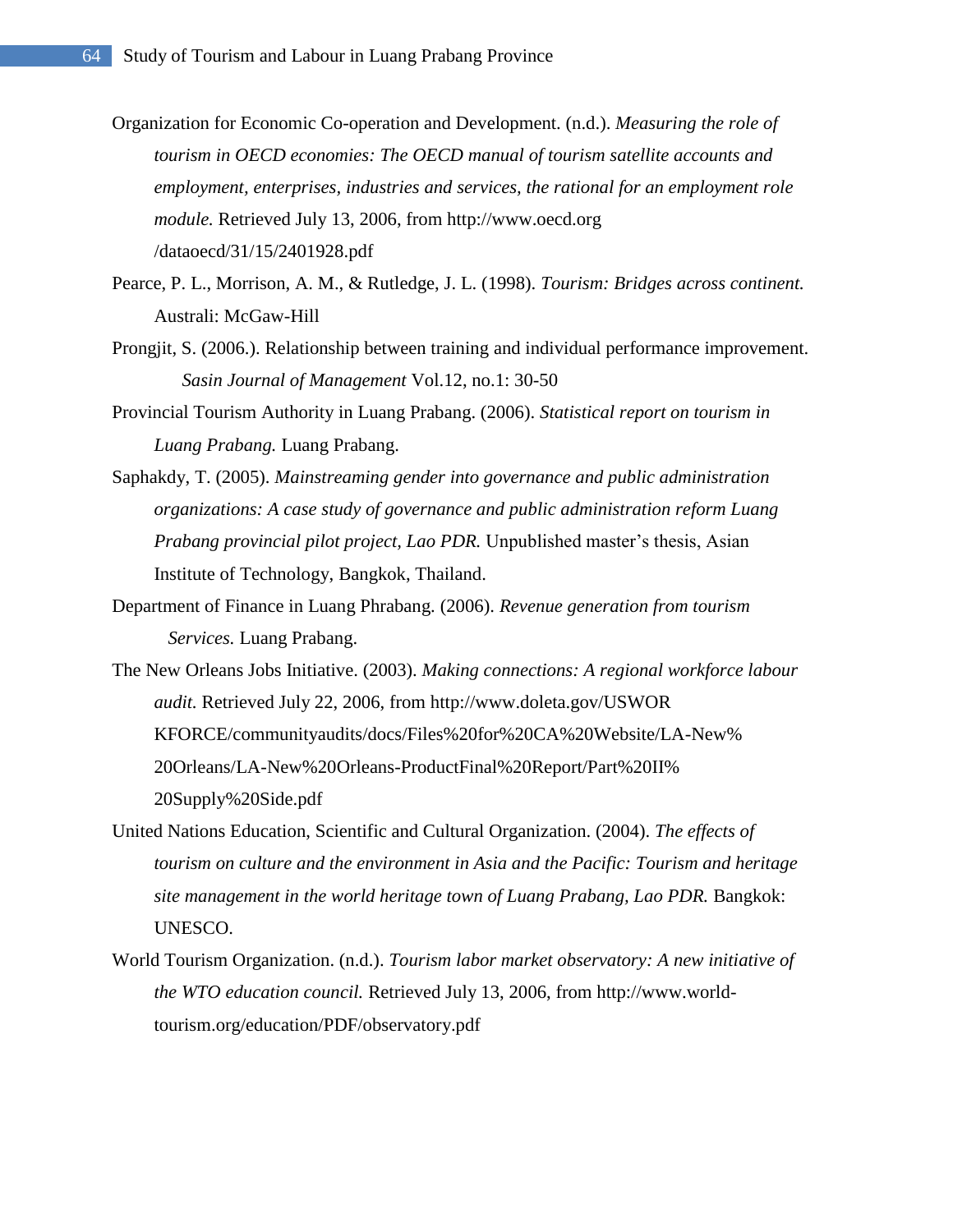Organization for Economic Co-operation and Development. (n.d.). *Measuring the role of tourism in OECD economies: The OECD manual of tourism satellite accounts and employment, enterprises, industries and services, the rational for an employment role module.* Retrieved July 13, 2006, from http://www.oecd.org /dataoecd/31/15/2401928.pdf

Pearce, P. L., Morrison, A. M., & Rutledge, J. L. (1998). *Tourism: Bridges across continent.* Australi: McGaw-Hill

Prongjit, S. (2006.). Relationship between training and individual performance improvement. *Sasin Journal of Management* Vol.12, no.1: 30-50

Provincial Tourism Authority in Luang Prabang. (2006). *Statistical report on tourism in Luang Prabang.* Luang Prabang.

Saphakdy, T. (2005). *Mainstreaming gender into governance and public administration organizations: A case study of governance and public administration reform Luang Prabang provincial pilot project, Lao PDR.* Unpublished master's thesis, Asian Institute of Technology, Bangkok, Thailand.

Department of Finance in Luang Phrabang. (2006). *Revenue generation from tourism Services.* Luang Prabang.

The New Orleans Jobs Initiative. (2003). *Making connections: A regional workforce labour audit.* Retrieved July 22, 2006, from http://www.doleta.gov/USWORKFORCE/communityaudits/docs/Files%20for%20CA%20Website/LA-New%20Orleans/LA-New%20Orleans-ProductFinal%20Report/Part%20II%20Supply%20Side.pdf

United Nations Education, Scientific and Cultural Organization. (2004). *The effects of tourism on culture and the environment in Asia and the Pacific: Tourism and heritage site management in the world heritage town of Luang Prabang, Lao PDR.* Bangkok: UNESCO.

World Tourism Organization. (n.d.). *Tourism labor market observatory: A new initiative of the WTO education council.* Retrieved July 13, 2006, from http://www.world-tourism.org/education/PDF/observatory.pdf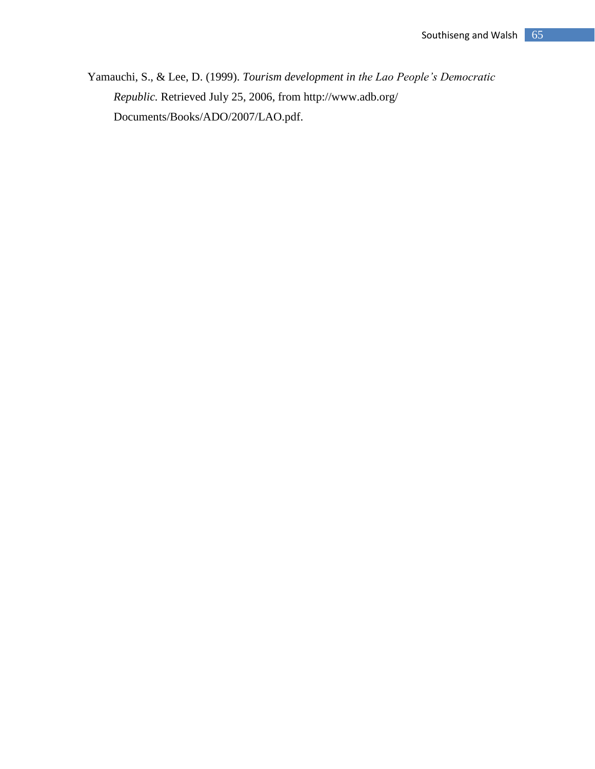Yamauchi, S., & Lee, D. (1999). *Tourism development in the Lao People's Democratic Republic.* Retrieved July 25, 2006, from http://www.adb.org/Documents/Books/ADO/2007/LAO.pdf.